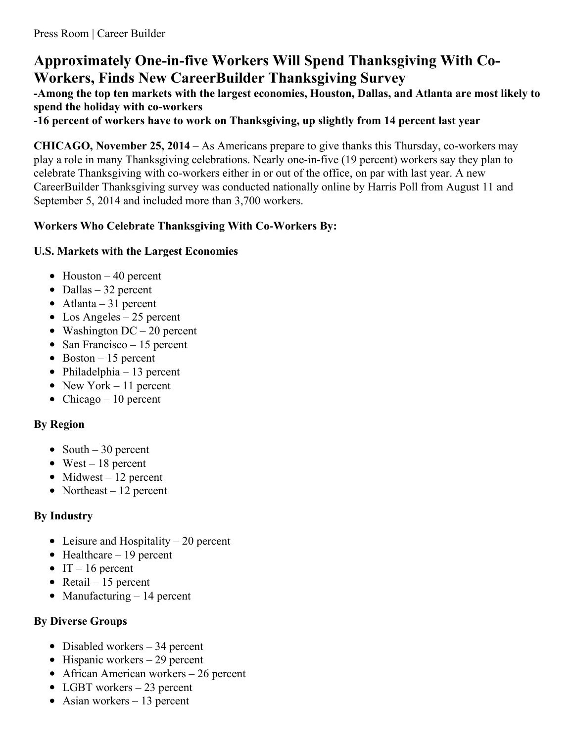Press Room | Career Builder

# Approximately One-in-five Workers Will Spend Thanksgiving With Co-Workers, Finds New CareerBuilder Thanksgiving Survey

**-Among the top ten markets with the largest economies, Houston, Dallas, and Atlanta are most likely to spend the holiday with co-workers**

**-16 percent of workers have to work on Thanksgiving, up slightly from 14 percent last year**

**CHICAGO, November 25, 2014** – As Americans prepare to give thanks this Thursday, co-workers may play a role in many Thanksgiving celebrations. Nearly one-in-five (19 percent) workers say they plan to celebrate Thanksgiving with co-workers either in or out of the office, on par with last year. A new CareerBuilder Thanksgiving survey was conducted nationally online by Harris Poll from August 11 and September 5, 2014 and included more than 3,700 workers.

**Workers Who Celebrate Thanksgiving With Co-Workers By:**

**U.S. Markets with the Largest Economies**

- Houston – 40 percent
- Dallas – 32 percent
- Atlanta – 31 percent
- Los Angeles – 25 percent
- Washington DC – 20 percent
- San Francisco – 15 percent
- Boston – 15 percent
- Philadelphia – 13 percent
- New York – 11 percent
- Chicago – 10 percent

**By Region**

- South – 30 percent
- West – 18 percent
- Midwest – 12 percent
- Northeast – 12 percent

**By Industry**

- Leisure and Hospitality – 20 percent
- Healthcare – 19 percent
- IT – 16 percent
- Retail – 15 percent
- Manufacturing – 14 percent

**By Diverse Groups**

- Disabled workers – 34 percent
- Hispanic workers – 29 percent
- African American workers – 26 percent
- LGBT workers – 23 percent
- Asian workers – 13 percent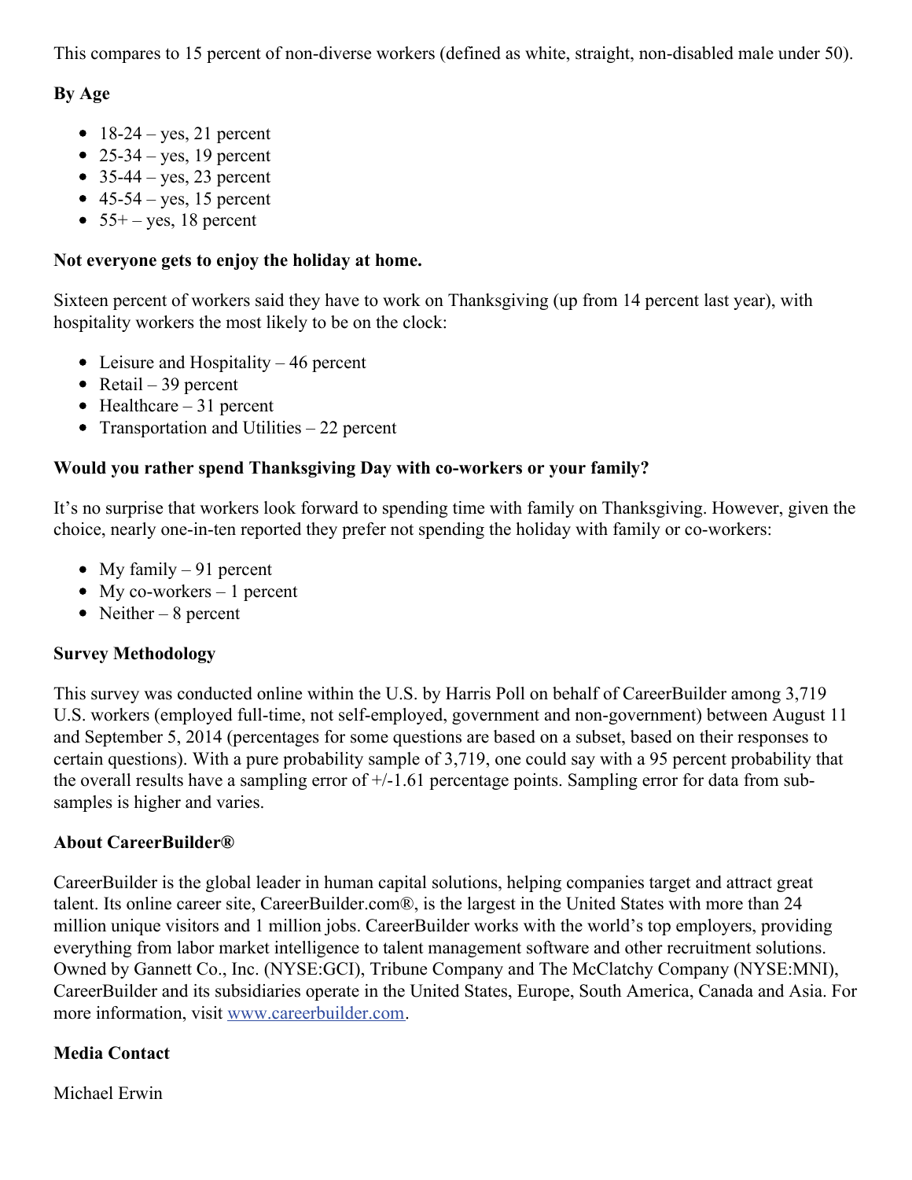This compares to 15 percent of non-diverse workers (defined as white, straight, non-disabled male under 50).

**By Age**

- 18-24 – yes, 21 percent
- 25-34 – yes, 19 percent
- 35-44 – yes, 23 percent
- 45-54 – yes, 15 percent
- 55+ – yes, 18 percent

**Not everyone gets to enjoy the holiday at home.**

Sixteen percent of workers said they have to work on Thanksgiving (up from 14 percent last year), with hospitality workers the most likely to be on the clock:

- Leisure and Hospitality – 46 percent
- Retail – 39 percent
- Healthcare – 31 percent
- Transportation and Utilities – 22 percent

**Would you rather spend Thanksgiving Day with co-workers or your family?**

It's no surprise that workers look forward to spending time with family on Thanksgiving. However, given the choice, nearly one-in-ten reported they prefer not spending the holiday with family or co-workers:

- My family – 91 percent
- My co-workers – 1 percent
- Neither – 8 percent

**Survey Methodology**

This survey was conducted online within the U.S. by Harris Poll on behalf of CareerBuilder among 3,719 U.S. workers (employed full-time, not self-employed, government and non-government) between August 11 and September 5, 2014 (percentages for some questions are based on a subset, based on their responses to certain questions). With a pure probability sample of 3,719, one could say with a 95 percent probability that the overall results have a sampling error of +/-1.61 percentage points. Sampling error for data from sub-samples is higher and varies.

**About CareerBuilder®**

CareerBuilder is the global leader in human capital solutions, helping companies target and attract great talent. Its online career site, CareerBuilder.com®, is the largest in the United States with more than 24 million unique visitors and 1 million jobs. CareerBuilder works with the world's top employers, providing everything from labor market intelligence to talent management software and other recruitment solutions. Owned by Gannett Co., Inc. (NYSE:GCI), Tribune Company and The McClatchy Company (NYSE:MNI), CareerBuilder and its subsidiaries operate in the United States, Europe, South America, Canada and Asia. For more information, visit [www.careerbuilder.com](http://www.careerbuilder.com).

**Media Contact**

Michael Erwin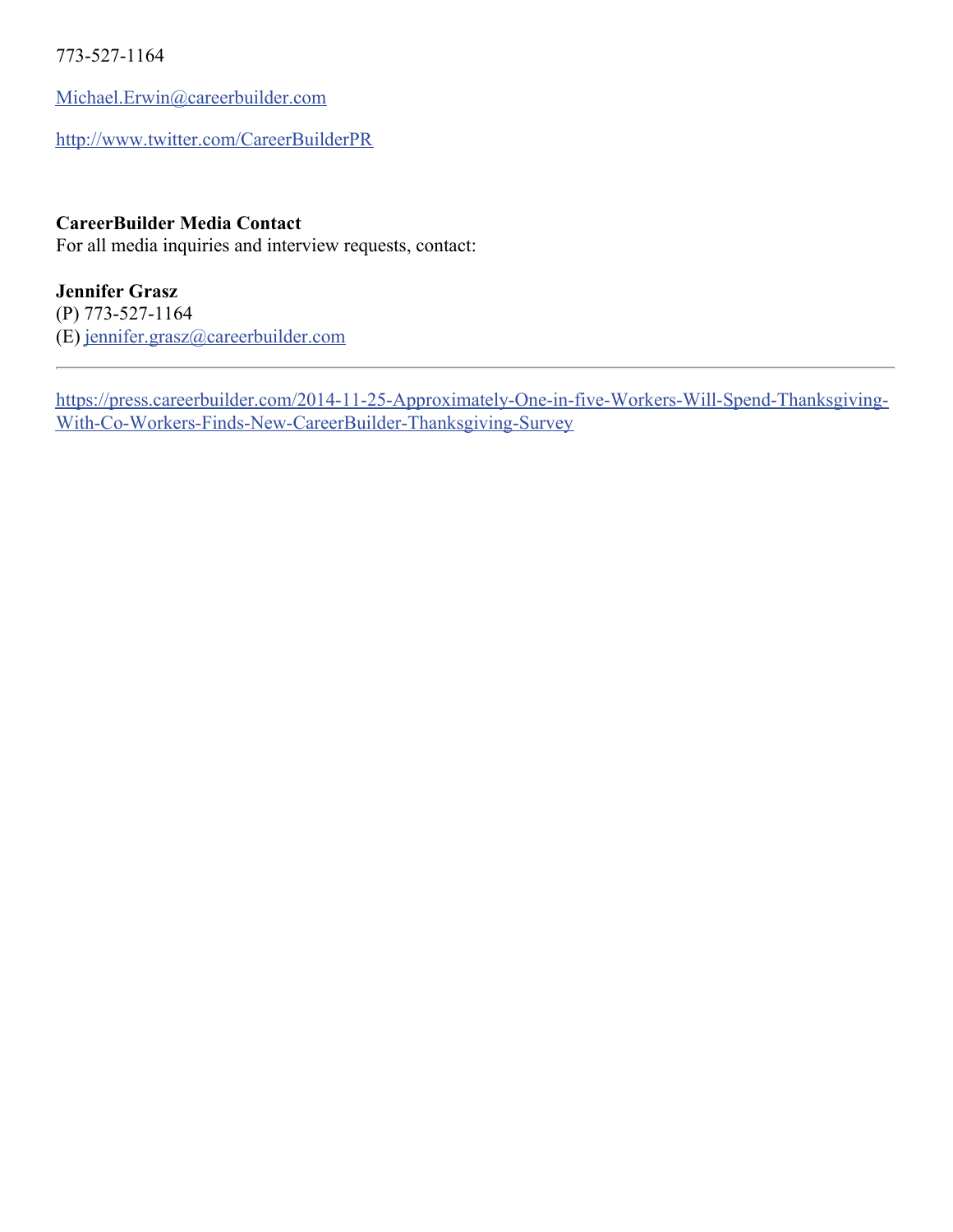773-527-1164

Michael.Erwin@careerbuilder.com

http://www.twitter.com/CareerBuilderPR

**CareerBuilder Media Contact**
For all media inquiries and interview requests, contact:

**Jennifer Grasz**
(P) 773-527-1164
(E) jennifer.grasz@careerbuilder.com

---

https://press.careerbuilder.com/2014-11-25-Approximately-One-in-five-Workers-Will-Spend-Thanksgiving-With-Co-Workers-Finds-New-CareerBuilder-Thanksgiving-Survey